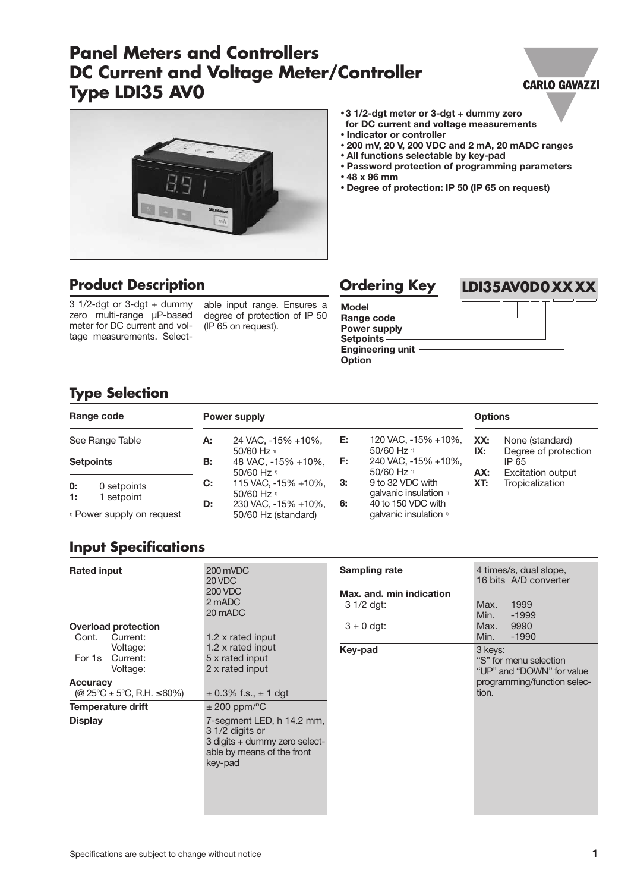# Panel Meters and Controllers
# DC Current and Voltage Meter/Controller
# Type LDI35 AV0

- 3 1/2-dgt meter or 3-dgt + dummy zero for DC current and voltage measurements
- Indicator or controller
- 200 mV, 20 V, 200 VDC and 2 mA, 20 mADC ranges
- All functions selectable by key-pad
- Password protection of programming parameters
- 48 x 96 mm
- Degree of protection: IP 50 (IP 65 on request)

## Product Description

3 1/2-dgt or 3-dgt + dummy zero multi-range µP-based meter for DC current and voltage measurements. Selectable input range. Ensures a degree of protection of IP 50 (IP 65 on request).

## Ordering Key

**LDI35AV0D0XXXX**

- Model
- Range code
- Power supply
- Setpoints
- Engineering unit
- Option

## Type Selection

**Range code**

See Range Table

**Setpoints**

- **0:** 0 setpoints
- **1:** 1 setpoint

[1] Power supply on request

**Power supply**

| | | | |
|---|---|---|---|
| **A:** | 24 VAC, -15% +10%, 50/60 Hz [1] | **E:** | 120 VAC, -15% +10%, 50/60 Hz [1] |
| **B:** | 48 VAC, -15% +10%, 50/60 Hz [1] | **F:** | 240 VAC, -15% +10%, 50/60 Hz [1] |
| **C:** | 115 VAC, -15% +10%, 50/60 Hz [1] | **3:** | 9 to 32 VDC with galvanic insulation [1] |
| **D:** | 230 VAC, -15% +10%, 50/60 Hz (standard) | **6:** | 40 to 150 VDC with galvanic insulation [1] |

**Options**

| | |
|---|---|
| **XX:** | None (standard) |
| **IX:** | Degree of protection IP 65 |
| **AX:** | Excitation output |
| **XT:** | Tropicalization |

## Input Specifications

| | |
|---|---|
| **Rated input** | 200 mVDC<br>20 VDC<br>200 VDC<br>2 mADC<br>20 mADC |
| **Overload protection** | |
| Cont. Current: | 1.2 x rated input |
| Voltage: | 1.2 x rated input |
| For 1s Current: | 5 x rated input |
| Voltage: | 2 x rated input |
| **Accuracy** (@ 25°C ± 5°C, R.H. ≤60%) | ± 0.3% f.s., ± 1 dgt |
| **Temperature drift** | ± 200 ppm/°C |
| **Display** | 7-segment LED, h 14.2 mm, 3 1/2 digits or 3 digits + dummy zero selectable by means of the front key-pad |
| **Sampling rate** | 4 times/s, dual slope, 16 bits A/D converter |
| **Max. and. min indication** | |
| 3 1/2 dgt: | Max. 1999<br>Min. -1999 |
| 3 + 0 dgt: | Max. 9990<br>Min. -1990 |
| **Key-pad** | 3 keys:<br>"S" for menu selection<br>"UP" and "DOWN" for value programming/function selection. |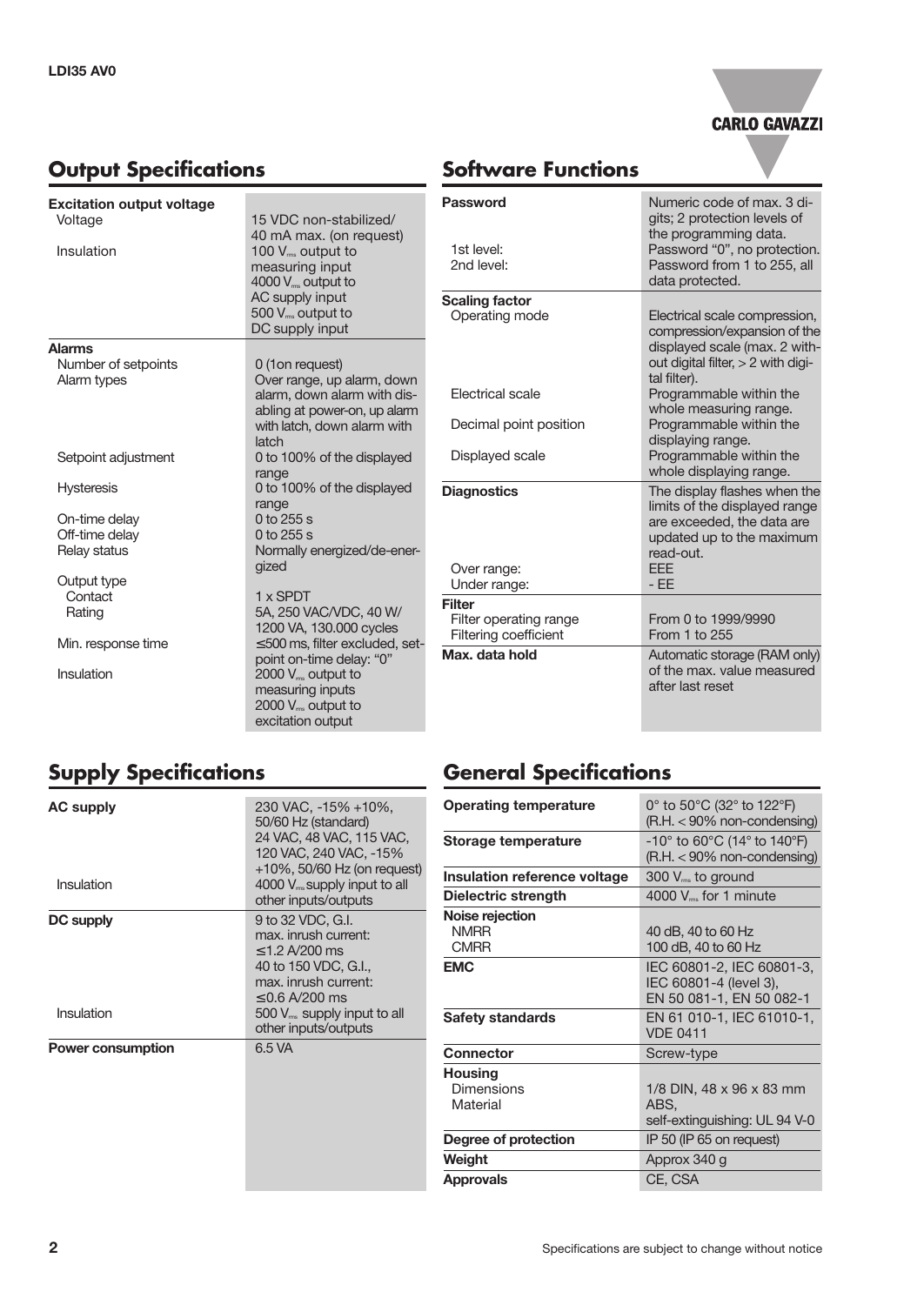## Output Specifications

| | |
|---|---|
| **Excitation output voltage** | |
| Voltage | 15 VDC non-stabilized/ 40 mA max. (on request) |
| Insulation | 100 $V_{rms}$ output to measuring input<br>4000 $V_{rms}$ output to AC supply input<br>500 $V_{rms}$ output to DC supply input |
| **Alarms** | |
| Number of setpoints | 0 (1on request) |
| Alarm types | Over range, up alarm, down alarm, down alarm with disabling at power-on, up alarm with latch, down alarm with latch |
| Setpoint adjustment | 0 to 100% of the displayed range |
| Hysteresis | 0 to 100% of the displayed range |
| On-time delay | 0 to 255 s |
| Off-time delay | 0 to 255 s |
| Relay status | Normally energized/de-energized |
| Output type | |
| Contact | 1 x SPDT |
| Rating | 5A, 250 VAC/VDC, 40 W/ 1200 VA, 130.000 cycles |
| Min. response time | ≤500 ms, filter excluded, setpoint on-time delay: "0" |
| Insulation | 2000 $V_{rms}$ output to measuring inputs<br>2000 $V_{rms}$ output to excitation output |

## Software Functions

| | |
|---|---|
| **Password** | Numeric code of max. 3 digits; 2 protection levels of the programming data. |
| 1st level: | Password "0", no protection. |
| 2nd level: | Password from 1 to 255, all data protected. |
| **Scaling factor** | |
| Operating mode | Electrical scale compression, compression/expansion of the displayed scale (max. 2 without digital filter, > 2 with digital filter). |
| Electrical scale | Programmable within the whole measuring range. |
| Decimal point position | Programmable within the displaying range. |
| Displayed scale | Programmable within the whole displaying range. |
| **Diagnostics** | The display flashes when the limits of the displayed range are exceeded, the data are updated up to the maximum read-out. |
| Over range: | EEE |
| Under range: | - EE |
| **Filter** | |
| Filter operating range | From 0 to 1999/9990 |
| Filtering coefficient | From 1 to 255 |
| **Max. data hold** | Automatic storage (RAM only) of the max. value measured after last reset |

## Supply Specifications

| | |
|---|---|
| **AC supply** | 230 VAC, -15% +10%, 50/60 Hz (standard)<br>24 VAC, 48 VAC, 115 VAC, 120 VAC, 240 VAC, -15% +10%, 50/60 Hz (on request) |
| Insulation | 4000 $V_{rms}$ supply input to all other inputs/outputs |
| **DC supply** | 9 to 32 VDC, G.I. max. inrush current: ≤1.2 A/200 ms<br>40 to 150 VDC, G.I., max. inrush current: ≤0.6 A/200 ms |
| Insulation | 500 $V_{rms}$ supply input to all other inputs/outputs |
| **Power consumption** | 6.5 VA |

## General Specifications

| | |
|---|---|
| **Operating temperature** | 0° to 50°C (32° to 122°F) (R.H. < 90% non-condensing) |
| **Storage temperature** | -10° to 60°C (14° to 140°F) (R.H. < 90% non-condensing) |
| **Insulation reference voltage** | 300 $V_{rms}$ to ground |
| **Dielectric strength** | 4000 $V_{rms}$ for 1 minute |
| **Noise rejection** | |
| NMRR | 40 dB, 40 to 60 Hz |
| CMRR | 100 dB, 40 to 60 Hz |
| **EMC** | IEC 60801-2, IEC 60801-3, IEC 60801-4 (level 3), EN 50 081-1, EN 50 082-1 |
| **Safety standards** | EN 61 010-1, IEC 61010-1, VDE 0411 |
| **Connector** | Screw-type |
| **Housing** | |
| Dimensions | 1/8 DIN, 48 x 96 x 83 mm |
| Material | ABS, self-extinguishing: UL 94 V-0 |
| **Degree of protection** | IP 50 (IP 65 on request) |
| **Weight** | Approx 340 g |
| **Approvals** | CE, CSA |

Specifications are subject to change without notice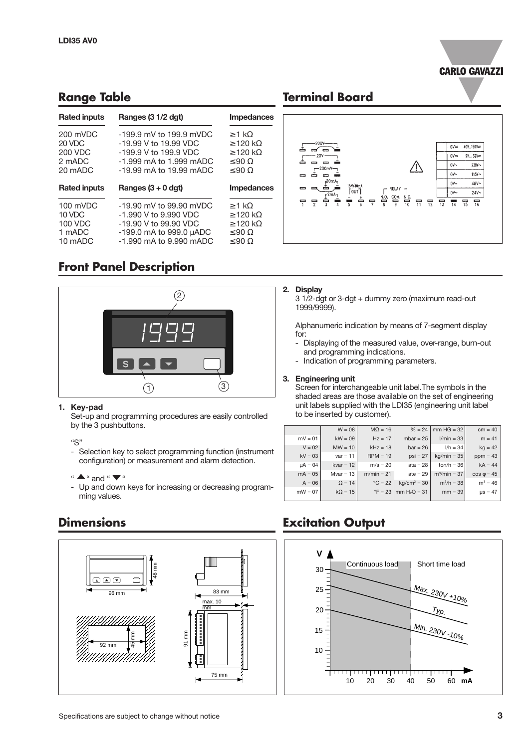## Range Table

| Rated inputs | Ranges (3 1/2 dgt) | Impedances |
|---|---|---|
| 200 mVDC | -199.9 mV to 199.9 mVDC | ≥1 kΩ |
| 20 VDC | -19.99 V to 19.99 VDC | ≥120 kΩ |
| 200 VDC | -199.9 V to 199.9 VDC | ≥120 kΩ |
| 2 mADC | -1.999 mA to 1.999 mADC | ≤90 Ω |
| 20 mADC | -19.99 mA to 19.99 mADC | ≤90 Ω |

| Rated inputs | Ranges (3 + 0 dgt) | Impedances |
|---|---|---|
| 100 mVDC | -19.90 mV to 99.90 mVDC | ≥1 kΩ |
| 10 VDC | -1.990 V to 9.990 VDC | ≥120 kΩ |
| 100 VDC | -19.90 V to 99.90 VDC | ≥120 kΩ |
| 1 mADC | -199.0 mA to 999.0 µADC | ≤90 Ω |
| 10 mADC | -1.990 mA to 9.990 mADC | ≤90 Ω |

## Terminal Board

200V
20V
200mV
20mA
2mA
15V/40mA
OUT
RELAY
N.O. COM. N.C.
0V= 40V...150V=
0V= 9V... 32V=
0V~ 230V~
0V~ 115V~
0V~ 48V~
0V~ 24V~
1 2 3 4 5 6 7 8 9 10 11 12 13 14 15 16

## Front Panel Description

1999
S

1. **Key-pad**
   Set-up and programming procedures are easily controlled by the 3 pushbuttons.

   "S"
   - Selection key to select programming function (instrument configuration) or measurement and alarm detection.

   " ▲ " and " ▼ "
   - Up and down keys for increasing or decreasing programming values.

2. **Display**
   3 1/2-dgt or 3-dgt + dummy zero (maximum read-out 1999/9999).

   Alphanumeric indication by means of 7-segment display for:
   - Displaying of the measured value, over-range, burn-out and programming indications.
   - Indication of programming parameters.

3. **Engineering unit**
   Screen for interchangeable unit label.The symbols in the shaded areas are those available on the set of engineering unit labels supplied with the LDI35 (engineering unit label to be inserted by customer).

| | | | | | |
|---|---|---|---|---|---|
| | W = 08 | MΩ = 16 | % = 24 | mm HG = 32 | cm = 40 |
| mV = 01 | kW = 09 | Hz = 17 | mbar = 25 | l/min = 33 | m = 41 |
| V = 02 | MW = 10 | kHz = 18 | bar = 26 | l/h = 34 | kg = 42 |
| kV = 03 | var = 11 | RPM = 19 | psi = 27 | kg/min = 35 | ppm = 43 |
| µA = 04 | kvar = 12 | m/s = 20 | ata = 28 | ton/h = 36 | kA = 44 |
| mA = 05 | Mvar = 13 | m/min = 21 | ate = 29 | $m^3$/min = 37 | cos φ = 45 |
| A = 06 | Ω = 14 | °C = 22 | kg/$cm^2$ = 30 | $m^3$/h = 38 | $m^3$ = 46 |
| mW = 07 | kΩ = 15 | °F = 23 | mm $H_2O$ = 31 | mm = 39 | µs = 47 |

## Dimensions

96 mm
48 mm
83 mm
max. 10 mm
92 mm
45 mm
91 mm
75 mm

## Excitation Output

V
30
25
20
15
10
Continuous load
Short time load
Max. 230V +10%
Typ.
Min. 230V -10%
10 20 30 40 50 60 mA